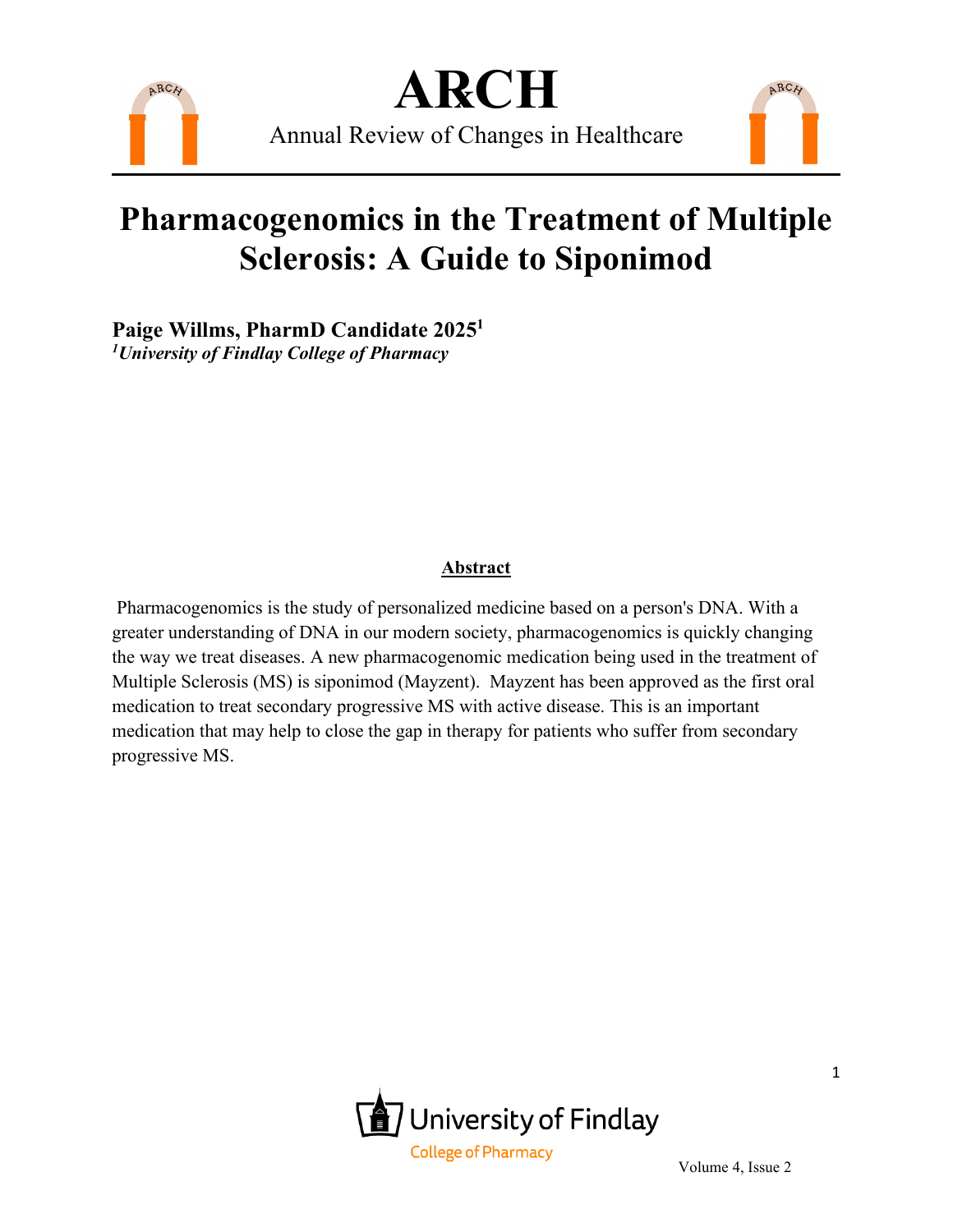# Pharmacogenomics in the Treatment of Multiple Sclerosis: A Guide to Siponimod

**Paige Willms, PharmD Candidate 2025[1]**
*[1]University of Findlay College of Pharmacy*

## Abstract

Pharmacogenomics is the study of personalized medicine based on a person's DNA. With a greater understanding of DNA in our modern society, pharmacogenomics is quickly changing the way we treat diseases. A new pharmacogenomic medication being used in the treatment of Multiple Sclerosis (MS) is siponimod (Mayzent). Mayzent has been approved as the first oral medication to treat secondary progressive MS with active disease. This is an important medication that may help to close the gap in therapy for patients who suffer from secondary progressive MS.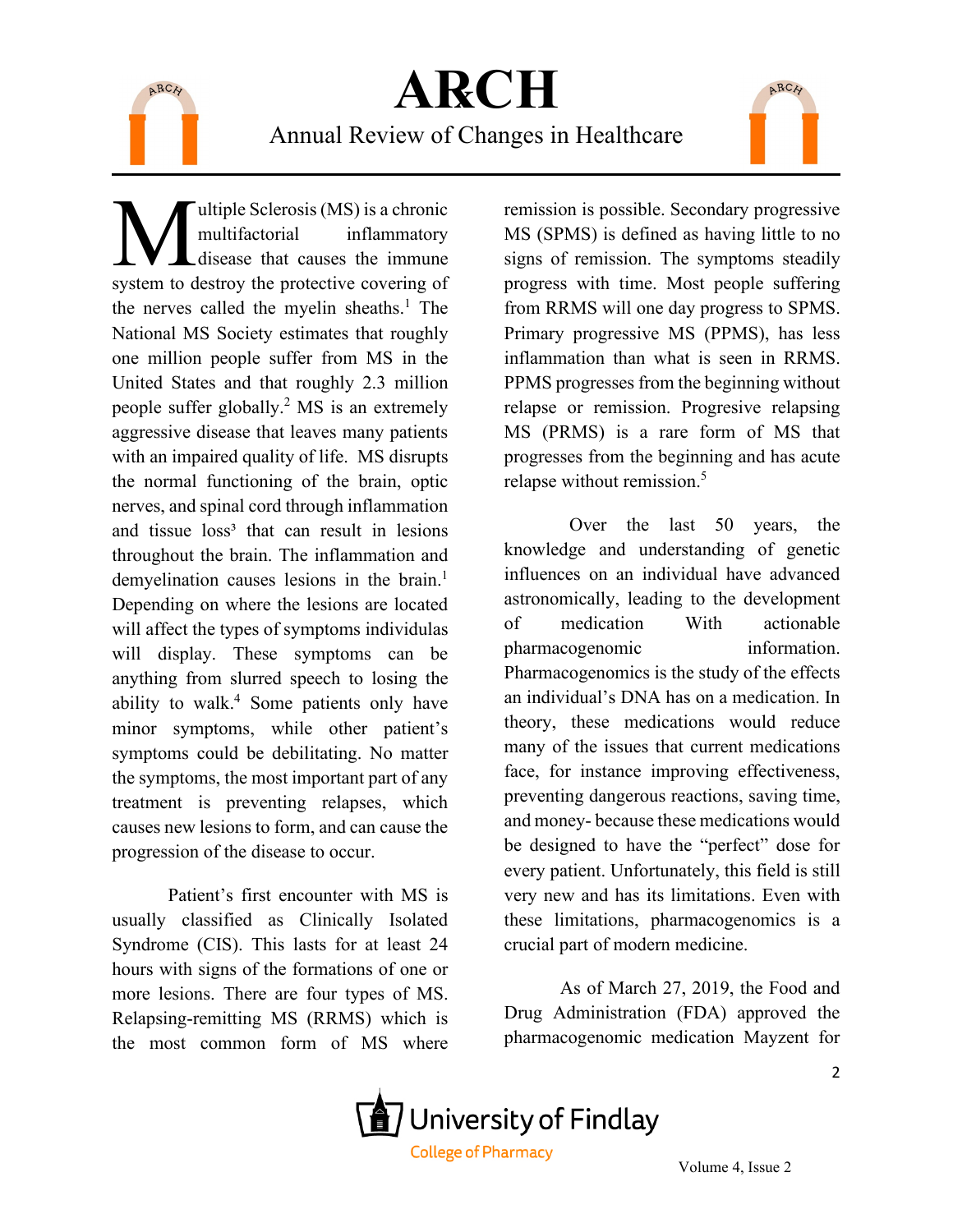Multiple Sclerosis (MS) is a chronic multifactorial inflammatory disease that causes the immune system to destroy the protective covering of the nerves called the myelin sheaths.[1] The National MS Society estimates that roughly one million people suffer from MS in the United States and that roughly 2.3 million people suffer globally.[2] MS is an extremely aggressive disease that leaves many patients with an impaired quality of life. MS disrupts the normal functioning of the brain, optic nerves, and spinal cord through inflammation and tissue loss[3] that can result in lesions throughout the brain. The inflammation and demyelination causes lesions in the brain.[1] Depending on where the lesions are located will affect the types of symptoms individulas will display. These symptoms can be anything from slurred speech to losing the ability to walk.[4] Some patients only have minor symptoms, while other patient's symptoms could be debilitating. No matter the symptoms, the most important part of any treatment is preventing relapses, which causes new lesions to form, and can cause the progression of the disease to occur.

Patient's first encounter with MS is usually classified as Clinically Isolated Syndrome (CIS). This lasts for at least 24 hours with signs of the formations of one or more lesions. There are four types of MS. Relapsing-remitting MS (RRMS) which is the most common form of MS where remission is possible. Secondary progressive MS (SPMS) is defined as having little to no signs of remission. The symptoms steadily progress with time. Most people suffering from RRMS will one day progress to SPMS. Primary progressive MS (PPMS), has less inflammation than what is seen in RRMS. PPMS progresses from the beginning without relapse or remission. Progresive relapsing MS (PRMS) is a rare form of MS that progresses from the beginning and has acute relapse without remission.[5]

Over the last 50 years, the knowledge and understanding of genetic influences on an individual have advanced astronomically, leading to the development of medication With actionable pharmacogenomic information. Pharmacogenomics is the study of the effects an individual's DNA has on a medication. In theory, these medications would reduce many of the issues that current medications face, for instance improving effectiveness, preventing dangerous reactions, saving time, and money- because these medications would be designed to have the "perfect" dose for every patient. Unfortunately, this field is still very new and has its limitations. Even with these limitations, pharmacogenomics is a crucial part of modern medicine.

As of March 27, 2019, the Food and Drug Administration (FDA) approved the pharmacogenomic medication Mayzent for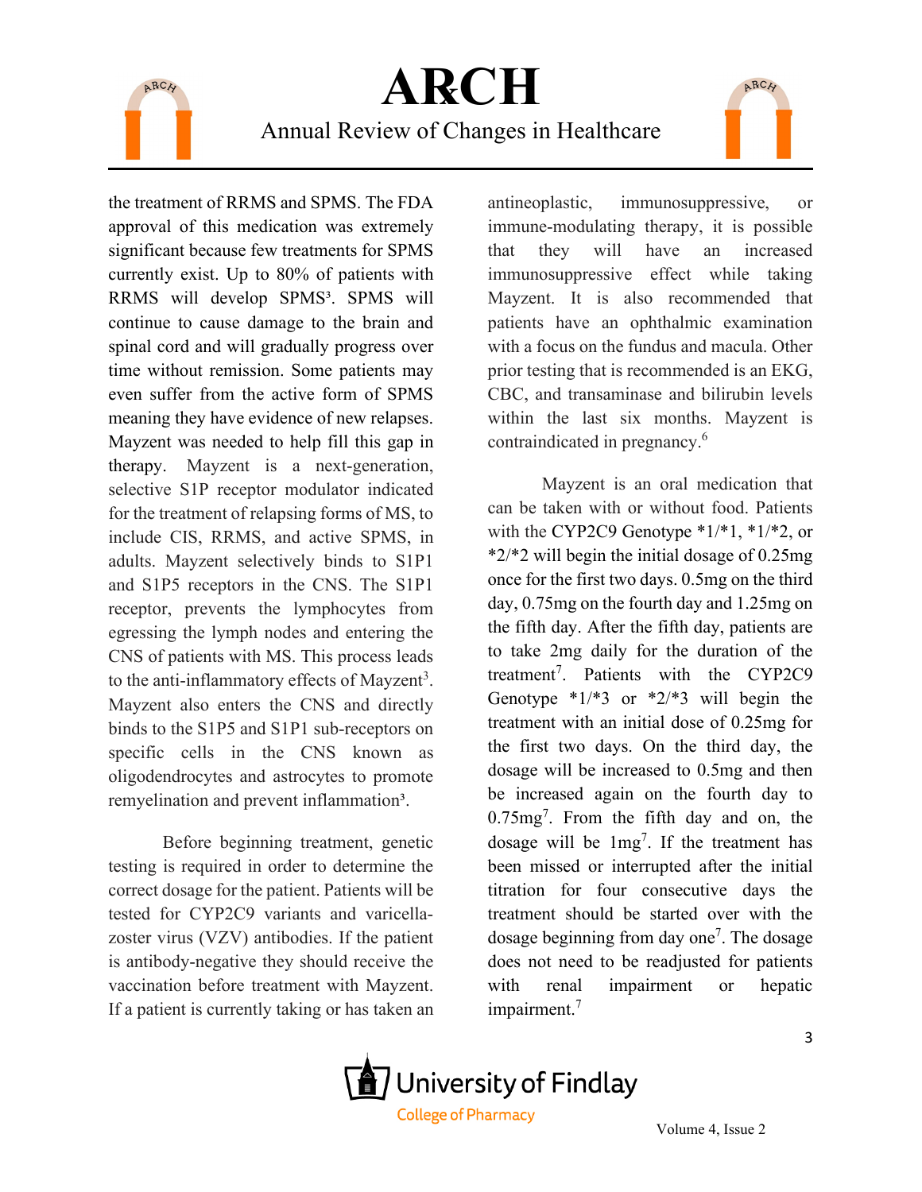the treatment of RRMS and SPMS. The FDA approval of this medication was extremely significant because few treatments for SPMS currently exist. Up to 80% of patients with RRMS will develop SPMS[3]. SPMS will continue to cause damage to the brain and spinal cord and will gradually progress over time without remission. Some patients may even suffer from the active form of SPMS meaning they have evidence of new relapses. Mayzent was needed to help fill this gap in therapy. Mayzent is a next-generation, selective S1P receptor modulator indicated for the treatment of relapsing forms of MS, to include CIS, RRMS, and active SPMS, in adults. Mayzent selectively binds to S1P1 and S1P5 receptors in the CNS. The S1P1 receptor, prevents the lymphocytes from egressing the lymph nodes and entering the CNS of patients with MS. This process leads to the anti-inflammatory effects of Mayzent[3]. Mayzent also enters the CNS and directly binds to the S1P5 and S1P1 sub-receptors on specific cells in the CNS known as oligodendrocytes and astrocytes to promote remyelination and prevent inflammation[3].

Before beginning treatment, genetic testing is required in order to determine the correct dosage for the patient. Patients will be tested for CYP2C9 variants and varicella-zoster virus (VZV) antibodies. If the patient is antibody-negative they should receive the vaccination before treatment with Mayzent. If a patient is currently taking or has taken an antineoplastic, immunosuppressive, or immune-modulating therapy, it is possible that they will have an increased immunosuppressive effect while taking Mayzent. It is also recommended that patients have an ophthalmic examination with a focus on the fundus and macula. Other prior testing that is recommended is an EKG, CBC, and transaminase and bilirubin levels within the last six months. Mayzent is contraindicated in pregnancy.[6]

Mayzent is an oral medication that can be taken with or without food. Patients with the CYP2C9 Genotype *1/*1, *1/*2, or *2/*2 will begin the initial dosage of 0.25mg once for the first two days. 0.5mg on the third day, 0.75mg on the fourth day and 1.25mg on the fifth day. After the fifth day, patients are to take 2mg daily for the duration of the treatment[7]. Patients with the CYP2C9 Genotype *1/*3 or *2/*3 will begin the treatment with an initial dose of 0.25mg for the first two days. On the third day, the dosage will be increased to 0.5mg and then be increased again on the fourth day to 0.75mg[7]. From the fifth day and on, the dosage will be 1mg[7]. If the treatment has been missed or interrupted after the initial titration for four consecutive days the treatment should be started over with the dosage beginning from day one[7]. The dosage does not need to be readjusted for patients with renal impairment or hepatic impairment.[7]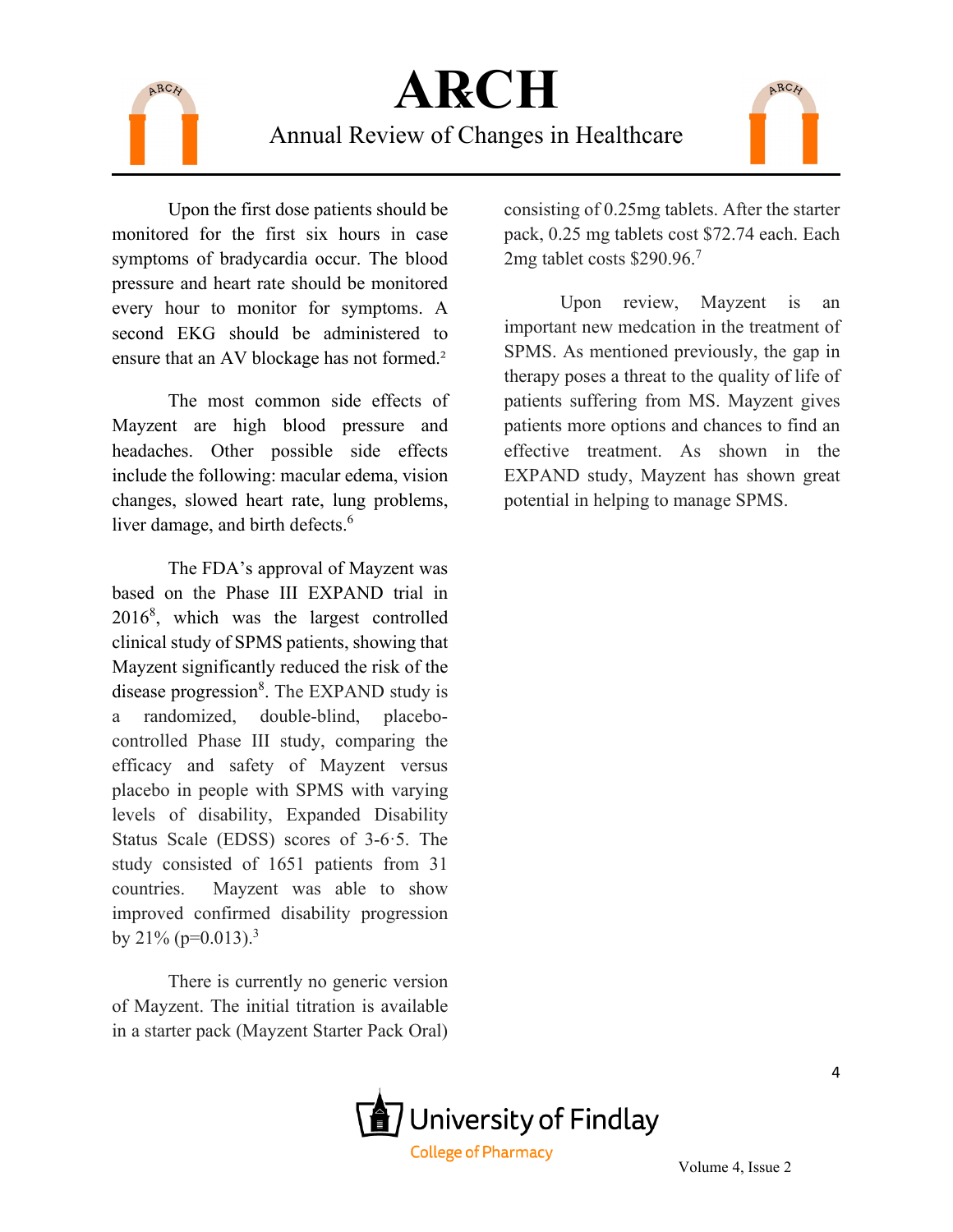Upon the first dose patients should be monitored for the first six hours in case symptoms of bradycardia occur. The blood pressure and heart rate should be monitored every hour to monitor for symptoms. A second EKG should be administered to ensure that an AV blockage has not formed.[2]

The most common side effects of Mayzent are high blood pressure and headaches. Other possible side effects include the following: macular edema, vision changes, slowed heart rate, lung problems, liver damage, and birth defects.[6]

The FDA's approval of Mayzent was based on the Phase III EXPAND trial in 2016[8], which was the largest controlled clinical study of SPMS patients, showing that Mayzent significantly reduced the risk of the disease progression[8]. The EXPAND study is a randomized, double-blind, placebo-controlled Phase III study, comparing the efficacy and safety of Mayzent versus placebo in people with SPMS with varying levels of disability, Expanded Disability Status Scale (EDSS) scores of 3-6·5. The study consisted of 1651 patients from 31 countries. Mayzent was able to show improved confirmed disability progression by 21% ($p=0.013$).[3]

There is currently no generic version of Mayzent. The initial titration is available in a starter pack (Mayzent Starter Pack Oral) consisting of 0.25mg tablets. After the starter pack, 0.25 mg tablets cost $72.74 each. Each 2mg tablet costs $290.96.[7]

Upon review, Mayzent is an important new medcation in the treatment of SPMS. As mentioned previously, the gap in therapy poses a threat to the quality of life of patients suffering from MS. Mayzent gives patients more options and chances to find an effective treatment. As shown in the EXPAND study, Mayzent has shown great potential in helping to manage SPMS.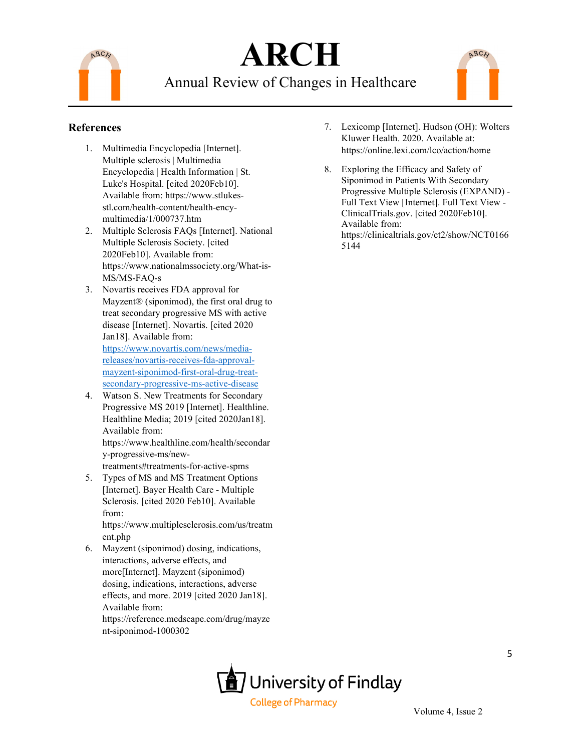## References

1. Multimedia Encyclopedia [Internet]. Multiple sclerosis | Multimedia Encyclopedia | Health Information | St. Luke's Hospital. [cited 2020Feb10]. Available from: https://www.stlukes-stl.com/health-content/health-ency-multimedia/1/000737.htm
2. Multiple Sclerosis FAQs [Internet]. National Multiple Sclerosis Society. [cited 2020Feb10]. Available from: https://www.nationalmssociety.org/What-is-MS/MS-FAQ-s
3. Novartis receives FDA approval for Mayzent® (siponimod), the first oral drug to treat secondary progressive MS with active disease [Internet]. Novartis. [cited 2020 Jan18]. Available from: https://www.novartis.com/news/media-releases/novartis-receives-fda-approval-mayzent-siponimod-first-oral-drug-treat-secondary-progressive-ms-active-disease
4. Watson S. New Treatments for Secondary Progressive MS 2019 [Internet]. Healthline. Healthline Media; 2019 [cited 2020Jan18]. Available from: https://www.healthline.com/health/secondary-progressive-ms/new-treatments#treatments-for-active-spms
5. Types of MS and MS Treatment Options [Internet]. Bayer Health Care - Multiple Sclerosis. [cited 2020 Feb10]. Available from: https://www.multiplesclerosis.com/us/treatment.php
6. Mayzent (siponimod) dosing, indications, interactions, adverse effects, and more[Internet]. Mayzent (siponimod) dosing, indications, interactions, adverse effects, and more. 2019 [cited 2020 Jan18]. Available from: https://reference.medscape.com/drug/mayzent-siponimod-1000302
7. Lexicomp [Internet]. Hudson (OH): Wolters Kluwer Health. 2020. Available at: https://online.lexi.com/lco/action/home
8. Exploring the Efficacy and Safety of Siponimod in Patients With Secondary Progressive Multiple Sclerosis (EXPAND) - Full Text View [Internet]. Full Text View - ClinicalTrials.gov. [cited 2020Feb10]. Available from: https://clinicaltrials.gov/ct2/show/NCT01665144